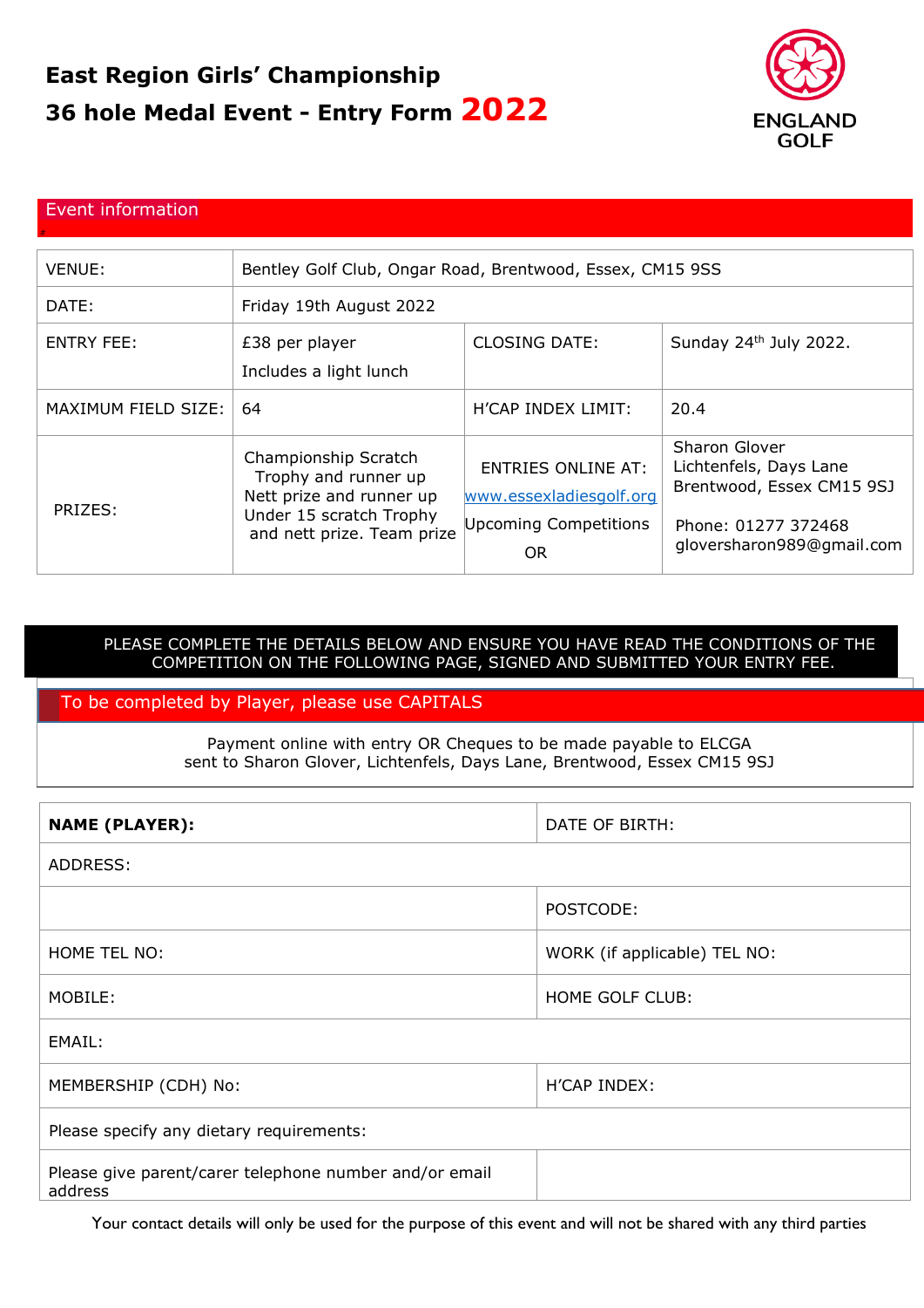# East Region Girls' Championship

## 36 hole Medal Event - Entry Form 2022

ENGLAND GOLF

## Event information

| VENUE: | Bentley Golf Club, Ongar Road, Brentwood, Essex, CM15 9SS | | |
|---|---|---|---|
| DATE: | Friday 19th August 2022 | | |
| ENTRY FEE: | £38 per player<br>Includes a light lunch | CLOSING DATE: | Sunday 24th July 2022. |
| MAXIMUM FIELD SIZE: | 64 | H'CAP INDEX LIMIT: | 20.4 |
| PRIZES: | Championship Scratch Trophy and runner up<br>Nett prize and runner up<br>Under 15 scratch Trophy and nett prize. Team prize | ENTRIES ONLINE AT:<br>www.essexladiesgolf.org<br>Upcoming Competitions<br>OR | Sharon Glover<br>Lichtenfels, Days Lane<br>Brentwood, Essex CM15 9SJ<br><br>Phone: 01277 372468<br>gloversharon989@gmail.com |

PLEASE COMPLETE THE DETAILS BELOW AND ENSURE YOU HAVE READ THE CONDITIONS OF THE COMPETITION ON THE FOLLOWING PAGE, SIGNED AND SUBMITTED YOUR ENTRY FEE.

## To be completed by Player, please use CAPITALS

Payment online with entry OR Cheques to be made payable to ELCGA sent to Sharon Glover, Lichtenfels, Days Lane, Brentwood, Essex CM15 9SJ

| **NAME (PLAYER):** | DATE OF BIRTH: |
|---|---|
| ADDRESS: | |
| | POSTCODE: |
| HOME TEL NO: | WORK (if applicable) TEL NO: |
| MOBILE: | HOME GOLF CLUB: |
| EMAIL: | |
| MEMBERSHIP (CDH) No: | H'CAP INDEX: |
| Please specify any dietary requirements: | |
| Please give parent/carer telephone number and/or email address | |

Your contact details will only be used for the purpose of this event and will not be shared with any third parties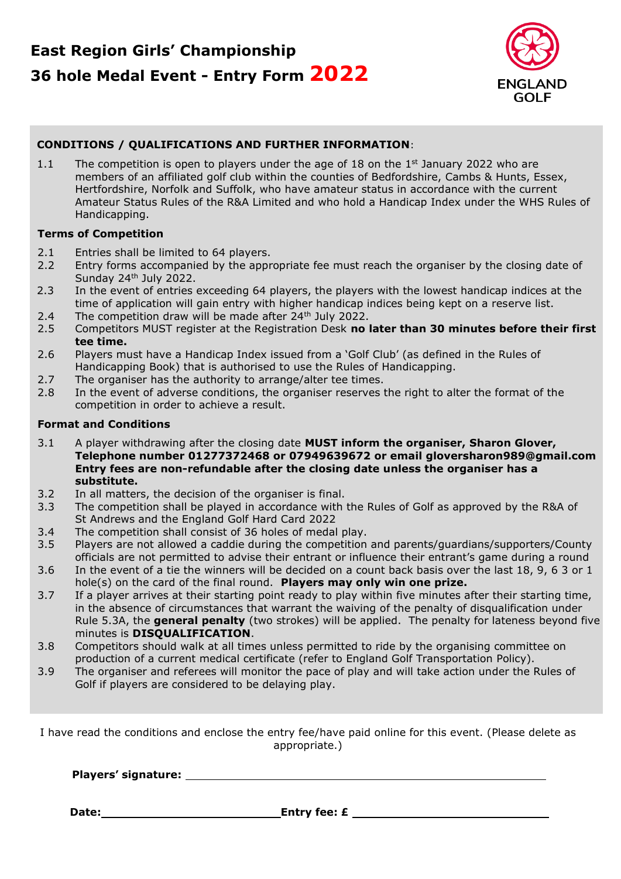# East Region Girls' Championship

## 36 hole Medal Event - Entry Form 2022

ENGLAND GOLF

**CONDITIONS / QUALIFICATIONS AND FURTHER INFORMATION**:

1.1 The competition is open to players under the age of 18 on the 1st January 2022 who are members of an affiliated golf club within the counties of Bedfordshire, Cambs & Hunts, Essex, Hertfordshire, Norfolk and Suffolk, who have amateur status in accordance with the current Amateur Status Rules of the R&A Limited and who hold a Handicap Index under the WHS Rules of Handicapping.

**Terms of Competition**

2.1 Entries shall be limited to 64 players.

2.2 Entry forms accompanied by the appropriate fee must reach the organiser by the closing date of Sunday 24th July 2022.

2.3 In the event of entries exceeding 64 players, the players with the lowest handicap indices at the time of application will gain entry with higher handicap indices being kept on a reserve list.

2.4 The competition draw will be made after 24th July 2022.

2.5 Competitors MUST register at the Registration Desk **no later than 30 minutes before their first tee time.**

2.6 Players must have a Handicap Index issued from a 'Golf Club' (as defined in the Rules of Handicapping Book) that is authorised to use the Rules of Handicapping.

2.7 The organiser has the authority to arrange/alter tee times.

2.8 In the event of adverse conditions, the organiser reserves the right to alter the format of the competition in order to achieve a result.

**Format and Conditions**

3.1 A player withdrawing after the closing date **MUST inform the organiser, Sharon Glover, Telephone number 01277372468 or 07949639672 or email gloversharon989@gmail.com Entry fees are non-refundable after the closing date unless the organiser has a substitute.**

3.2 In all matters, the decision of the organiser is final.

3.3 The competition shall be played in accordance with the Rules of Golf as approved by the R&A of St Andrews and the England Golf Hard Card 2022

3.4 The competition shall consist of 36 holes of medal play.

3.5 Players are not allowed a caddie during the competition and parents/guardians/supporters/County officials are not permitted to advise their entrant or influence their entrant's game during a round

3.6 In the event of a tie the winners will be decided on a count back basis over the last 18, 9, 6 3 or 1 hole(s) on the card of the final round. **Players may only win one prize.**

3.7 If a player arrives at their starting point ready to play within five minutes after their starting time, in the absence of circumstances that warrant the waiving of the penalty of disqualification under Rule 5.3A, the **general penalty** (two strokes) will be applied. The penalty for lateness beyond five minutes is **DISQUALIFICATION**.

3.8 Competitors should walk at all times unless permitted to ride by the organising committee on production of a current medical certificate (refer to England Golf Transportation Policy).

3.9 The organiser and referees will monitor the pace of play and will take action under the Rules of Golf if players are considered to be delaying play.

I have read the conditions and enclose the entry fee/have paid online for this event. (Please delete as appropriate.)

**Players' signature:** ______________________________

**Date:** ____________________ **Entry fee: £** ____________________